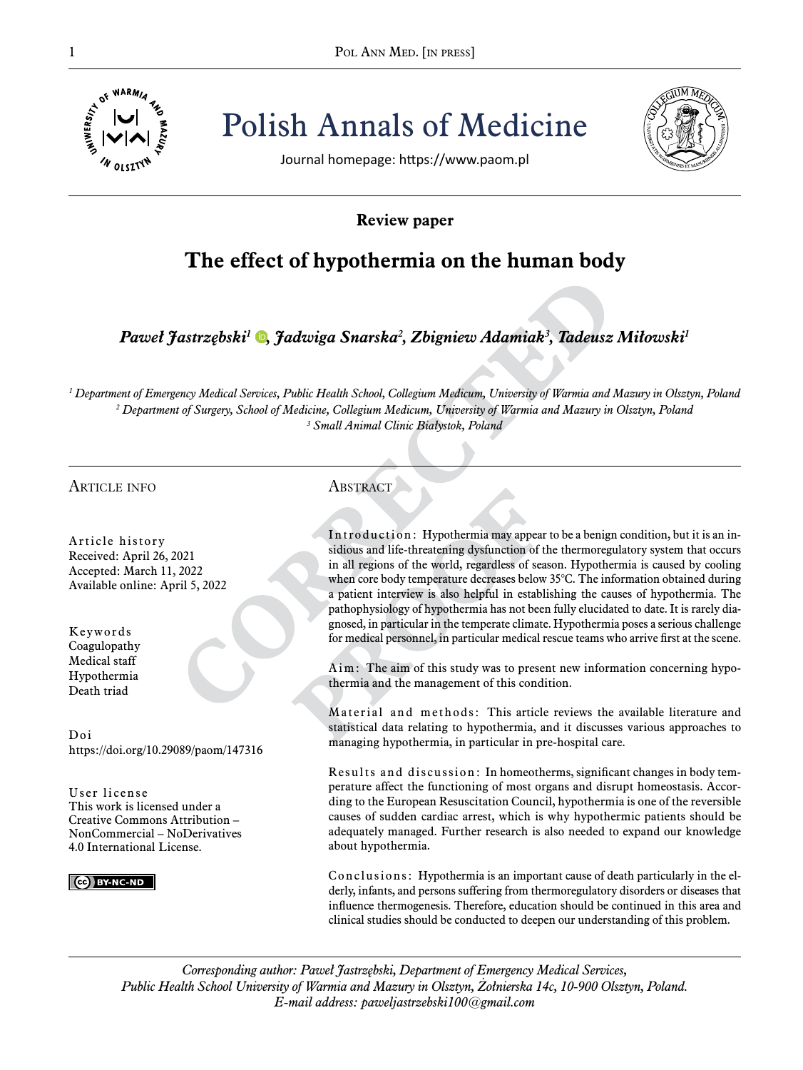# Polish Annals of Medicine

Journal homepage: https://www.paom.pl

**Review paper**

# The effect of hypothermia on the human body

***Paweł Jastrzębski[1], Jadwiga Snarska[2], Zbigniew Adamiak[3], Tadeusz Miłowski[1]***

*[1] Department of Emergency Medical Services, Public Health School, Collegium Medicum, University of Warmia and Mazury in Olsztyn, Poland*
*[2] Department of Surgery, School of Medicine, Collegium Medicum, University of Warmia and Mazury in Olsztyn, Poland*
*[3] Small Animal Clinic Białystok, Poland*

## Article info

**Article history**
Received: April 26, 2021
Accepted: March 11, 2022
Available online: April 5, 2022

**Keywords**
Coagulopathy
Medical staff
Hypothermia
Death triad

**Doi**
https://doi.org/10.29089/paom/147316

**User license**
This work is licensed under a Creative Commons Attribution – NonCommercial – NoDerivatives 4.0 International License.

## Abstract

**Introduction:** Hypothermia may appear to be a benign condition, but it is an insidious and life-threatening dysfunction of the thermoregulatory system that occurs in all regions of the world, regardless of season. Hypothermia is caused by cooling when core body temperature decreases below 35°C. The information obtained during a patient interview is also helpful in establishing the causes of hypothermia. The pathophysiology of hypothermia has not been fully elucidated to date. It is rarely diagnosed, in particular in the temperate climate. Hypothermia poses a serious challenge for medical personnel, in particular medical rescue teams who arrive first at the scene.

**Aim:** The aim of this study was to present new information concerning hypothermia and the management of this condition.

**Material and methods:** This article reviews the available literature and statistical data relating to hypothermia, and it discusses various approaches to managing hypothermia, in particular in pre-hospital care.

**Results and discussion:** In homeotherms, significant changes in body temperature affect the functioning of most organs and disrupt homeostasis. According to the European Resuscitation Council, hypothermia is one of the reversible causes of sudden cardiac arrest, which is why hypothermic patients should be adequately managed. Further research is also needed to expand our knowledge about hypothermia.

**Conclusions:** Hypothermia is an important cause of death particularly in the elderly, infants, and persons suffering from thermoregulatory disorders or diseases that influence thermogenesis. Therefore, education should be continued in this area and clinical studies should be conducted to deepen our understanding of this problem.

*Corresponding author: Paweł Jastrzębski, Department of Emergency Medical Services, Public Health School University of Warmia and Mazury in Olsztyn, Żołnierska 14c, 10-900 Olsztyn, Poland. E-mail address: paweljastrzebski100@gmail.com*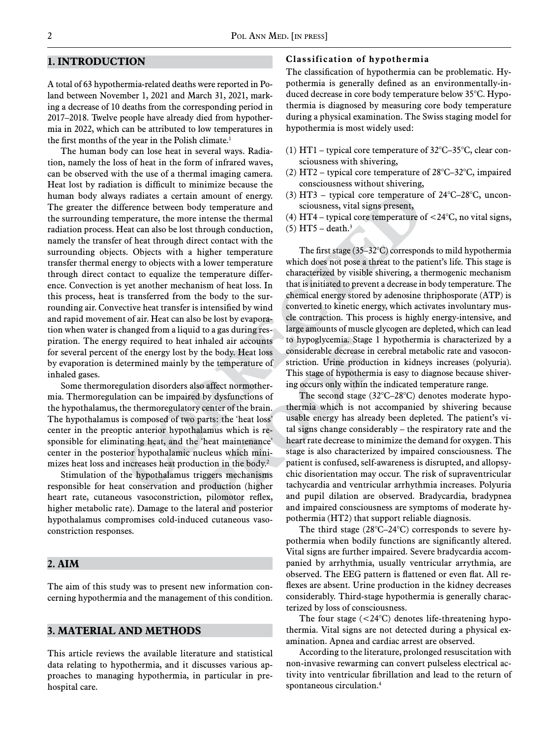## 1. INTRODUCTION

A total of 63 hypothermia-related deaths were reported in Poland between November 1, 2021 and March 31, 2021, marking a decrease of 10 deaths from the corresponding period in 2017–2018. Twelve people have already died from hypothermia in 2022, which can be attributed to low temperatures in the first months of the year in the Polish climate.[1]

The human body can lose heat in several ways. Radiation, namely the loss of heat in the form of infrared waves, can be observed with the use of a thermal imaging camera. Heat lost by radiation is difficult to minimize because the human body always radiates a certain amount of energy. The greater the difference between body temperature and the surrounding temperature, the more intense the thermal radiation process. Heat can also be lost through conduction, namely the transfer of heat through direct contact with the surrounding objects. Objects with a higher temperature transfer thermal energy to objects with a lower temperature through direct contact to equalize the temperature difference. Convection is yet another mechanism of heat loss. In this process, heat is transferred from the body to the surrounding air. Convective heat transfer is intensified by wind and rapid movement of air. Heat can also be lost by evaporation when water is changed from a liquid to a gas during respiration. The energy required to heat inhaled air accounts for several percent of the energy lost by the body. Heat loss by evaporation is determined mainly by the temperature of inhaled gases.

Some thermoregulation disorders also affect normothermia. Thermoregulation can be impaired by dysfunctions of the hypothalamus, the thermoregulatory center of the brain. The hypothalamus is composed of two parts: the 'heat loss' center in the preoptic anterior hypothalamus which is responsible for eliminating heat, and the 'heat maintenance' center in the posterior hypothalamic nucleus which minimizes heat loss and increases heat production in the body.[2]

Stimulation of the hypothalamus triggers mechanisms responsible for heat conservation and production (higher heart rate, cutaneous vasoconstriction, pilomotor reflex, higher metabolic rate). Damage to the lateral and posterior hypothalamus compromises cold-induced cutaneous vasoconstriction responses.

## 2. AIM

The aim of this study was to present new information concerning hypothermia and the management of this condition.

## 3. MATERIAL AND METHODS

This article reviews the available literature and statistical data relating to hypothermia, and it discusses various approaches to managing hypothermia, in particular in prehospital care.

### Classification of hypothermia

The classification of hypothermia can be problematic. Hypothermia is generally defined as an environmentally-induced decrease in core body temperature below 35°C. Hypothermia is diagnosed by measuring core body temperature during a physical examination. The Swiss staging model for hypothermia is most widely used:

(1) HT1 – typical core temperature of 32°C–35°C, clear consciousness with shivering,
(2) HT2 – typical core temperature of 28°C–32°C, impaired consciousness without shivering,
(3) HT3 – typical core temperature of 24°C–28°C, unconsciousness, vital signs present,
(4) HT4 – typical core temperature of <24°C, no vital signs,
(5) HT5 – death.[3]

The first stage (35–32°C) corresponds to mild hypothermia which does not pose a threat to the patient's life. This stage is characterized by visible shivering, a thermogenic mechanism that is initiated to prevent a decrease in body temperature. The chemical energy stored by adenosine thriphosporate (ATP) is converted to kinetic energy, which activates involuntary muscle contraction. This process is highly energy-intensive, and large amounts of muscle glycogen are depleted, which can lead to hypoglycemia. Stage 1 hypothermia is characterized by a considerable decrease in cerebral metabolic rate and vasoconstriction. Urine production in kidneys increases (polyuria). This stage of hypothermia is easy to diagnose because shivering occurs only within the indicated temperature range.

The second stage (32°C–28°C) denotes moderate hypothermia which is not accompanied by shivering because usable energy has already been depleted. The patient's vital signs change considerably – the respiratory rate and the heart rate decrease to minimize the demand for oxygen. This stage is also characterized by impaired consciousness. The patient is confused, self-awareness is disrupted, and allopsychic disorientation may occur. The risk of supraventricular tachycardia and ventricular arrhythmia increases. Polyuria and pupil dilation are observed. Bradycardia, bradypnea and impaired consciousness are symptoms of moderate hypothermia (HT2) that support reliable diagnosis.

The third stage (28°C–24°C) corresponds to severe hypothermia when bodily functions are significantly altered. Vital signs are further impaired. Severe bradycardia accompanied by arrhythmia, usually ventricular arrythmia, are observed. The EEG pattern is flattened or even flat. All reflexes are absent. Urine production in the kidney decreases considerably. Third-stage hypothermia is generally characterized by loss of consciousness.

The four stage (<24°C) denotes life-threatening hypothermia. Vital signs are not detected during a physical examination. Apnea and cardiac arrest are observed.

According to the literature, prolonged resuscitation with non-invasive rewarming can convert pulseless electrical activity into ventricular fibrillation and lead to the return of spontaneous circulation.[4]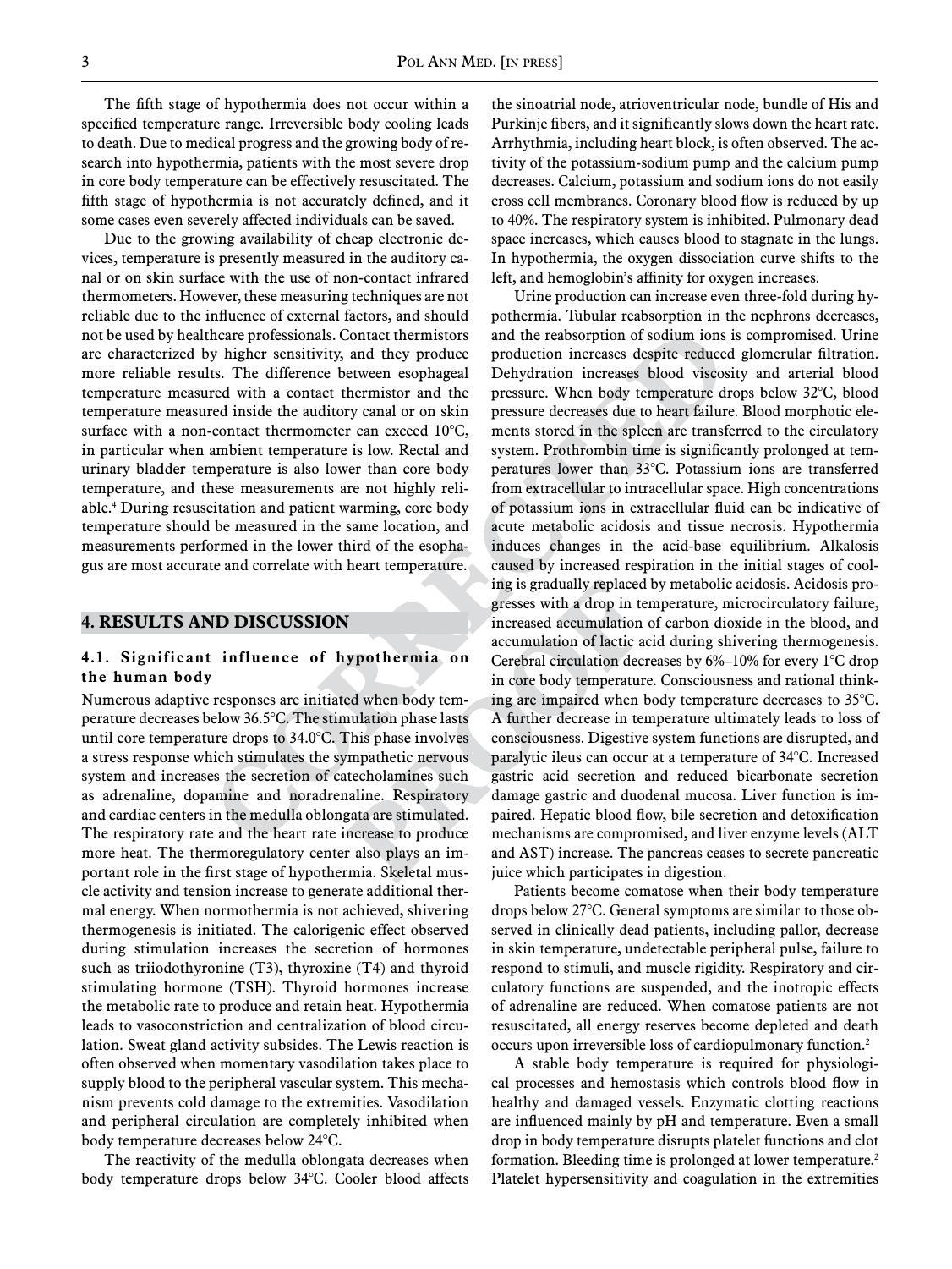The fifth stage of hypothermia does not occur within a specified temperature range. Irreversible body cooling leads to death. Due to medical progress and the growing body of research into hypothermia, patients with the most severe drop in core body temperature can be effectively resuscitated. The fifth stage of hypothermia is not accurately defined, and it some cases even severely affected individuals can be saved.

Due to the growing availability of cheap electronic devices, temperature is presently measured in the auditory canal or on skin surface with the use of non-contact infrared thermometers. However, these measuring techniques are not reliable due to the influence of external factors, and should not be used by healthcare professionals. Contact thermistors are characterized by higher sensitivity, and they produce more reliable results. The difference between esophageal temperature measured with a contact thermistor and the temperature measured inside the auditory canal or on skin surface with a non-contact thermometer can exceed 10°C, in particular when ambient temperature is low. Rectal and urinary bladder temperature is also lower than core body temperature, and these measurements are not highly reliable.[4] During resuscitation and patient warming, core body temperature should be measured in the same location, and measurements performed in the lower third of the esophagus are most accurate and correlate with heart temperature.

## 4. RESULTS AND DISCUSSION

### 4.1. Significant influence of hypothermia on the human body

Numerous adaptive responses are initiated when body temperature decreases below 36.5°C. The stimulation phase lasts until core temperature drops to 34.0°C. This phase involves a stress response which stimulates the sympathetic nervous system and increases the secretion of catecholamines such as adrenaline, dopamine and noradrenaline. Respiratory and cardiac centers in the medulla oblongata are stimulated. The respiratory rate and the heart rate increase to produce more heat. The thermoregulatory center also plays an important role in the first stage of hypothermia. Skeletal muscle activity and tension increase to generate additional thermal energy. When normothermia is not achieved, shivering thermogenesis is initiated. The calorigenic effect observed during stimulation increases the secretion of hormones such as triiodothyronine (T3), thyroxine (T4) and thyroid stimulating hormone (TSH). Thyroid hormones increase the metabolic rate to produce and retain heat. Hypothermia leads to vasoconstriction and centralization of blood circulation. Sweat gland activity subsides. The Lewis reaction is often observed when momentary vasodilation takes place to supply blood to the peripheral vascular system. This mechanism prevents cold damage to the extremities. Vasodilation and peripheral circulation are completely inhibited when body temperature decreases below 24°C.

The reactivity of the medulla oblongata decreases when body temperature drops below 34°C. Cooler blood affects the sinoatrial node, atrioventricular node, bundle of His and Purkinje fibers, and it significantly slows down the heart rate. Arrhythmia, including heart block, is often observed. The activity of the potassium-sodium pump and the calcium pump decreases. Calcium, potassium and sodium ions do not easily cross cell membranes. Coronary blood flow is reduced by up to 40%. The respiratory system is inhibited. Pulmonary dead space increases, which causes blood to stagnate in the lungs. In hypothermia, the oxygen dissociation curve shifts to the left, and hemoglobin's affinity for oxygen increases.

Urine production can increase even three-fold during hypothermia. Tubular reabsorption in the nephrons decreases, and the reabsorption of sodium ions is compromised. Urine production increases despite reduced glomerular filtration. Dehydration increases blood viscosity and arterial blood pressure. When body temperature drops below 32°C, blood pressure decreases due to heart failure. Blood morphotic elements stored in the spleen are transferred to the circulatory system. Prothrombin time is significantly prolonged at temperatures lower than 33°C. Potassium ions are transferred from extracellular to intracellular space. High concentrations of potassium ions in extracellular fluid can be indicative of acute metabolic acidosis and tissue necrosis. Hypothermia induces changes in the acid-base equilibrium. Alkalosis caused by increased respiration in the initial stages of cooling is gradually replaced by metabolic acidosis. Acidosis progresses with a drop in temperature, microcirculatory failure, increased accumulation of carbon dioxide in the blood, and accumulation of lactic acid during shivering thermogenesis. Cerebral circulation decreases by 6%–10% for every 1°C drop in core body temperature. Consciousness and rational thinking are impaired when body temperature decreases to 35°C. A further decrease in temperature ultimately leads to loss of consciousness. Digestive system functions are disrupted, and paralytic ileus can occur at a temperature of 34°C. Increased gastric acid secretion and reduced bicarbonate secretion damage gastric and duodenal mucosa. Liver function is impaired. Hepatic blood flow, bile secretion and detoxification mechanisms are compromised, and liver enzyme levels (ALT and AST) increase. The pancreas ceases to secrete pancreatic juice which participates in digestion.

Patients become comatose when their body temperature drops below 27°C. General symptoms are similar to those observed in clinically dead patients, including pallor, decrease in skin temperature, undetectable peripheral pulse, failure to respond to stimuli, and muscle rigidity. Respiratory and circulatory functions are suspended, and the inotropic effects of adrenaline are reduced. When comatose patients are not resuscitated, all energy reserves become depleted and death occurs upon irreversible loss of cardiopulmonary function.[2]

A stable body temperature is required for physiological processes and hemostasis which controls blood flow in healthy and damaged vessels. Enzymatic clotting reactions are influenced mainly by pH and temperature. Even a small drop in body temperature disrupts platelet functions and clot formation. Bleeding time is prolonged at lower temperature.[2] Platelet hypersensitivity and coagulation in the extremities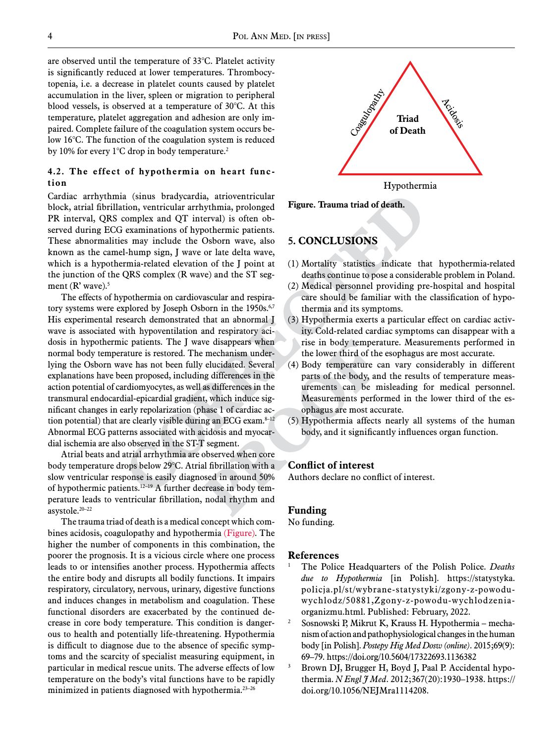are observed until the temperature of 33°C. Platelet activity is significantly reduced at lower temperatures. Thrombocytopenia, i.e. a decrease in platelet counts caused by platelet accumulation in the liver, spleen or migration to peripheral blood vessels, is observed at a temperature of 30°C. At this temperature, platelet aggregation and adhesion are only impaired. Complete failure of the coagulation system occurs below 16°C. The function of the coagulation system is reduced by 10% for every 1°C drop in body temperature.[2]

### 4.2. The effect of hypothermia on heart function

Cardiac arrhythmia (sinus bradycardia, atrioventricular block, atrial fibrillation, ventricular arrhythmia, prolonged PR interval, QRS complex and QT interval) is often observed during ECG examinations of hypothermic patients. These abnormalities may include the Osborn wave, also known as the camel-hump sign, J wave or late delta wave, which is a hypothermia-related elevation of the J point at the junction of the QRS complex (R wave) and the ST segment (R' wave).[5]

The effects of hypothermia on cardiovascular and respiratory systems were explored by Joseph Osborn in the 1950s.[6,7] His experimental research demonstrated that an abnormal J wave is associated with hypoventilation and respiratory acidosis in hypothermic patients. The J wave disappears when normal body temperature is restored. The mechanism underlying the Osborn wave has not been fully elucidated. Several explanations have been proposed, including differences in the action potential of cardiomyocytes, as well as differences in the transmural endocardial-epicardial gradient, which induce significant changes in early repolarization (phase 1 of cardiac action potential) that are clearly visible during an ECG exam.[8–12] Abnormal ECG patterns associated with acidosis and myocardial ischemia are also observed in the ST-T segment.

Atrial beats and atrial arrhythmia are observed when core body temperature drops below 29°C. Atrial fibrillation with a slow ventricular response is easily diagnosed in around 50% of hypothermic patients.[12–19] A further decrease in body temperature leads to ventricular fibrillation, nodal rhythm and asystole.[20–22]

The trauma triad of death is a medical concept which combines acidosis, coagulopathy and hypothermia (Figure). The higher the number of components in this combination, the poorer the prognosis. It is a vicious circle where one process leads to or intensifies another process. Hypothermia affects the entire body and disrupts all bodily functions. It impairs respiratory, circulatory, nervous, urinary, digestive functions and induces changes in metabolism and coagulation. These functional disorders are exacerbated by the continued decrease in core body temperature. This condition is dangerous to health and potentially life-threatening. Hypothermia is difficult to diagnose due to the absence of specific symptoms and the scarcity of specialist measuring equipment, in particular in medical rescue units. The adverse effects of low temperature on the body's vital functions have to be rapidly minimized in patients diagnosed with hypothermia.[23–26]

Coagulopathy — Acidosis — Hypothermia — Triad of Death

**Figure. Trauma triad of death.**

## 5. CONCLUSIONS

(1) Mortality statistics indicate that hypothermia-related deaths continue to pose a considerable problem in Poland.
(2) Medical personnel providing pre-hospital and hospital care should be familiar with the classification of hypothermia and its symptoms.
(3) Hypothermia exerts a particular effect on cardiac activity. Cold-related cardiac symptoms can disappear with a rise in body temperature. Measurements performed in the lower third of the esophagus are most accurate.
(4) Body temperature can vary considerably in different parts of the body, and the results of temperature measurements can be misleading for medical personnel. Measurements performed in the lower third of the esophagus are most accurate.
(5) Hypothermia affects nearly all systems of the human body, and it significantly influences organ function.

## Conflict of interest

Authors declare no conflict of interest.

## Funding

No funding.

## References

1. The Police Headquarters of the Polish Police. *Deaths due to Hypothermia* [in Polish]. https://statystyka.policja.pl/st/wybrane-statystyki/zgony-z-powodu-wychlodz/50881,Zgony-z-powodu-wychlodzenia-organizmu.html. Published: February, 2022.
2. Sosnowski P, Mikrut K, Krauss H. Hypothermia – mechanism of action and pathophysiological changes in the human body [in Polish]. *Postepy Hig Med Dosw (online)*. 2015;69(9): 69–79. https://doi.org/10.5604/17322693.1136382
3. Brown DJ, Brugger H, Boyd J, Paal P. Accidental hypothermia. *N Engl J Med*. 2012;367(20):1930–1938. https://doi.org/10.1056/NEJMra1114208.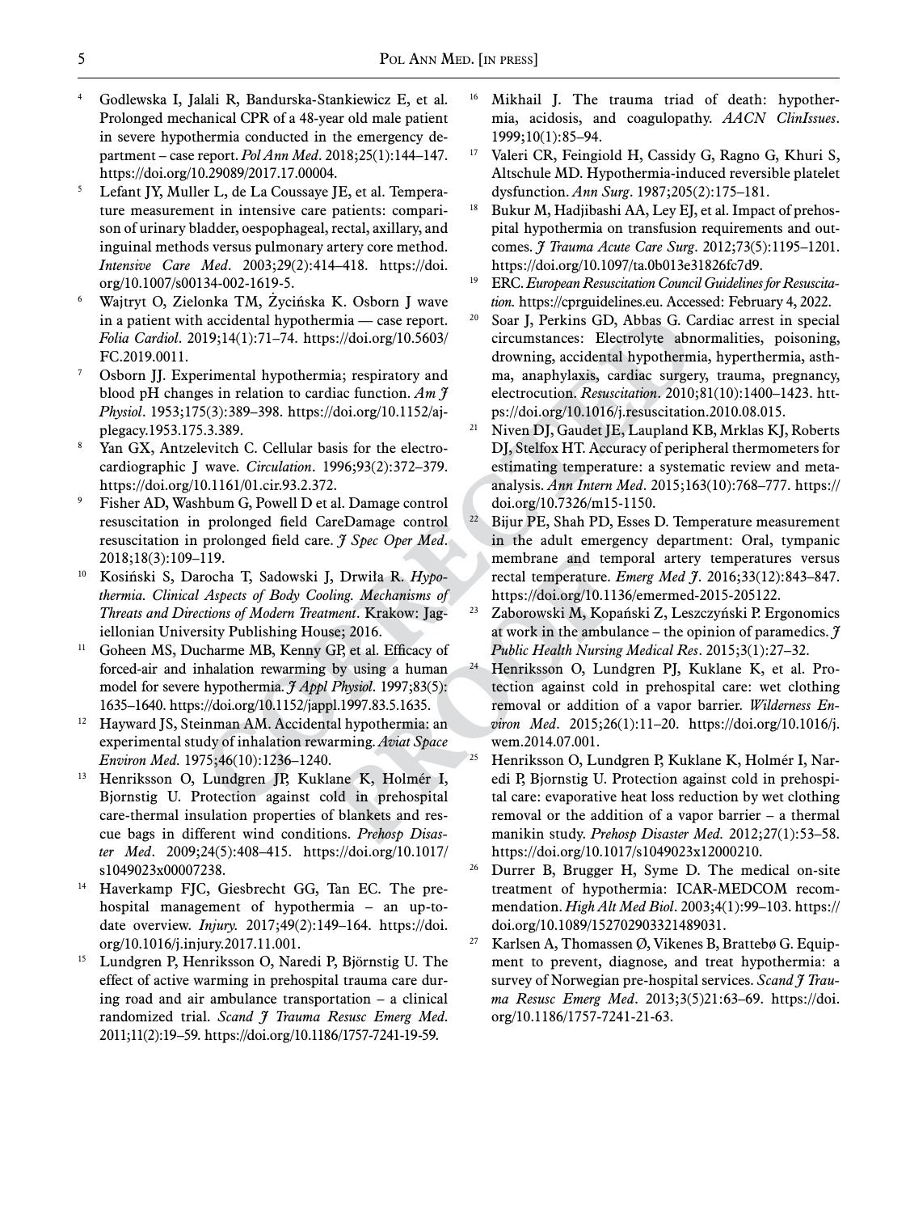4. Godlewska I, Jalali R, Bandurska-Stankiewicz E, et al. Prolonged mechanical CPR of a 48-year old male patient in severe hypothermia conducted in the emergency department – case report. *Pol Ann Med*. 2018;25(1):144–147. https://doi.org/10.29089/2017.17.00004.
5. Lefant JY, Muller L, de La Coussaye JE, et al. Temperature measurement in intensive care patients: comparison of urinary bladder, oespophageal, rectal, axillary, and inguinal methods versus pulmonary artery core method. *Intensive Care Med*. 2003;29(2):414–418. https://doi.org/10.1007/s00134-002-1619-5.
6. Wajtryt O, Zielonka TM, Życińska K. Osborn J wave in a patient with accidental hypothermia — case report. *Folia Cardiol*. 2019;14(1):71–74. https://doi.org/10.5603/FC.2019.0011.
7. Osborn JJ. Experimental hypothermia; respiratory and blood pH changes in relation to cardiac function. *Am J Physiol*. 1953;175(3):389–398. https://doi.org/10.1152/ajplegacy.1953.175.3.389.
8. Yan GX, Antzelevitch C. Cellular basis for the electrocardiographic J wave. *Circulation*. 1996;93(2):372–379. https://doi.org/10.1161/01.cir.93.2.372.
9. Fisher AD, Washbum G, Powell D et al. Damage control resuscitation in prolonged field CareDamage control resuscitation in prolonged field care. *J Spec Oper Med*. 2018;18(3):109–119.
10. Kosiński S, Darocha T, Sadowski J, Drwiła R. *Hypothermia. Clinical Aspects of Body Cooling. Mechanisms of Threats and Directions of Modern Treatment*. Krakow: Jagiellonian University Publishing House; 2016.
11. Goheen MS, Ducharme MB, Kenny GP, et al. Efficacy of forced-air and inhalation rewarming by using a human model for severe hypothermia. *J Appl Physiol*. 1997;83(5): 1635–1640. https://doi.org/10.1152/jappl.1997.83.5.1635.
12. Hayward JS, Steinman AM. Accidental hypothermia: an experimental study of inhalation rewarming. *Aviat Space Environ Med*. 1975;46(10):1236–1240.
13. Henriksson O, Lundgren JP, Kuklane K, Holmér I, Bjornstig U. Protection against cold in prehospital care-thermal insulation properties of blankets and rescue bags in different wind conditions. *Prehosp Disaster Med*. 2009;24(5):408–415. https://doi.org/10.1017/s1049023x00007238.
14. Haverkamp FJC, Giesbrecht GG, Tan EC. The prehospital management of hypothermia – an up-to-date overview. *Injury.* 2017;49(2):149–164. https://doi.org/10.1016/j.injury.2017.11.001.
15. Lundgren P, Henriksson O, Naredi P, Björnstig U. The effect of active warming in prehospital trauma care during road and air ambulance transportation – a clinical randomized trial. *Scand J Trauma Resusc Emerg Med*. 2011;11(2):19–59. https://doi.org/10.1186/1757-7241-19-59.
16. Mikhail J. The trauma triad of death: hypothermia, acidosis, and coagulopathy. *AACN ClinIssues*. 1999;10(1):85–94.
17. Valeri CR, Feingiold H, Cassidy G, Ragno G, Khuri S, Altschule MD. Hypothermia-induced reversible platelet dysfunction. *Ann Surg*. 1987;205(2):175–181.
18. Bukur M, Hadjibashi AA, Ley EJ, et al. Impact of prehospital hypothermia on transfusion requirements and outcomes. *J Trauma Acute Care Surg*. 2012;73(5):1195–1201. https://doi.org/10.1097/ta.0b013e31826fc7d9.
19. ERC. *European Resuscitation Council Guidelines for Resuscitation.* https://cprguidelines.eu. Accessed: February 4, 2022.
20. Soar J, Perkins GD, Abbas G. Cardiac arrest in special circumstances: Electrolyte abnormalities, poisoning, drowning, accidental hypothermia, hyperthermia, asthma, anaphylaxis, cardiac surgery, trauma, pregnancy, electrocution. *Resuscitation*. 2010;81(10):1400–1423. https://doi.org/10.1016/j.resuscitation.2010.08.015.
21. Niven DJ, Gaudet JE, Laupland KB, Mrklas KJ, Roberts DJ, Stelfox HT. Accuracy of peripheral thermometers for estimating temperature: a systematic review and meta-analysis. *Ann Intern Med*. 2015;163(10):768–777. https://doi.org/10.7326/m15-1150.
22. Bijur PE, Shah PD, Esses D. Temperature measurement in the adult emergency department: Oral, tympanic membrane and temporal artery temperatures versus rectal temperature. *Emerg Med J*. 2016;33(12):843–847. https://doi.org/10.1136/emermed-2015-205122.
23. Zaborowski M, Kopański Z, Leszczyński P. Ergonomics at work in the ambulance – the opinion of paramedics. *J Public Health Nursing Medical Res*. 2015;3(1):27–32.
24. Henriksson O, Lundgren PJ, Kuklane K, et al. Protection against cold in prehospital care: wet clothing removal or addition of a vapor barrier. *Wilderness Environ Med*. 2015;26(1):11–20. https://doi.org/10.1016/j.wem.2014.07.001.
25. Henriksson O, Lundgren P, Kuklane K, Holmér I, Naredi P, Bjornstig U. Protection against cold in prehospital care: evaporative heat loss reduction by wet clothing removal or the addition of a vapor barrier – a thermal manikin study. *Prehosp Disaster Med.* 2012;27(1):53–58. https://doi.org/10.1017/s1049023x12000210.
26. Durrer B, Brugger H, Syme D. The medical on-site treatment of hypothermia: ICAR-MEDCOM recommendation. *High Alt Med Biol*. 2003;4(1):99–103. https://doi.org/10.1089/152702903321489031.
27. Karlsen A, Thomassen Ø, Vikenes B, Brattebø G. Equipment to prevent, diagnose, and treat hypothermia: a survey of Norwegian pre-hospital services. *Scand J Trauma Resusc Emerg Med*. 2013;3(5)21:63–69. https://doi.org/10.1186/1757-7241-21-63.